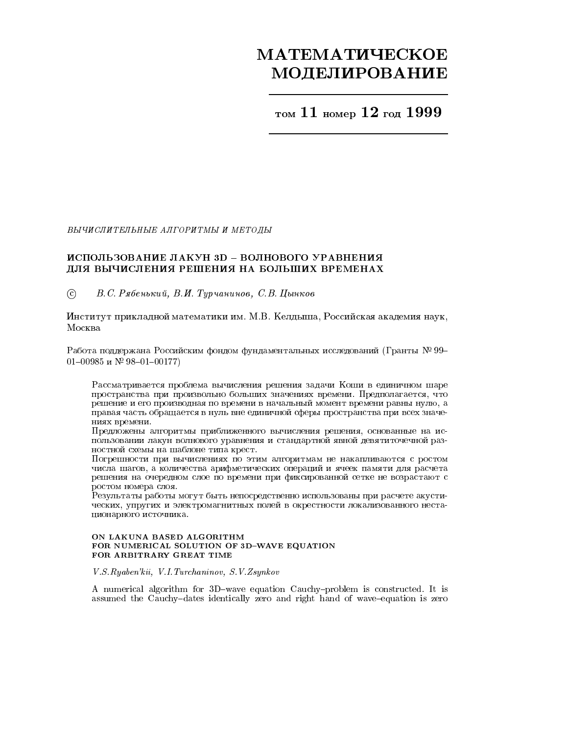# МАТЕМАТИЧЕСКОЕ МОДЕЛИРОВАНИЕ

**том 11 номер 12 год 1999**

*ВЫЧИСЛИТЕЛЬНЫЕ АЛГОРИТМЫ И МЕТОДЫ*

## ИСПОЛЬЗОВАНИЕ ЛАКУН 3D – ВОЛНОВОГО УРАВНЕНИЯ ДЛЯ ВЫЧИСЛЕНИЯ РЕШЕНИЯ НА БОЛЬШИХ ВРЕМЕНАХ

© *В.С. Рябенький, В.И. Турчанинов, С.В. Цынков*

Институт прикладной математики им. М.В. Келдыша, Российская академия наук, Москва

Работа поддержана Российским фондом фундаментальных исследований (Гранты № 99–01–00985 и № 98–01–00177)

Рассматривается проблема вычисления решения задачи Коши в единичном шаре пространства при произвольно больших значениях времени. Предполагается, что решение и его производная по времени в начальный момент времени равны нулю, а правая часть обращается в нуль вне единичной сферы пространства при всех значениях времени.

Предложены алгоритмы приближенного вычисления решения, основанные на использовании лакун волнового уравнения и стандартной явной девятиточечной разностной схемы на шаблоне типа крест.

Погрешности при вычислениях по этим алгоритмам не накапливаются с ростом числа шагов, а количества арифметических операций и ячеек памяти для расчета решения на очередном слое по времени при фиксированной сетке не возрастают с ростом номера слоя.

Результаты работы могут быть непосредственно использованы при расчете акустических, упругих и электромагнитных полей в окрестности локализованного нестационарного источника.

### ON LAKUNA BASED ALGORITHM FOR NUMERICAL SOLUTION OF 3D–WAVE EQUATION FOR ARBITRARY GREAT TIME

*V.S.Ryaben'kii, V.I.Turchaninov, S.V.Zsynkov*

A numerical algorithm for 3D–wave equation Cauchy–problem is constructed. It is assumed the Cauchy–dates identically zero and right hand of wave–equation is zero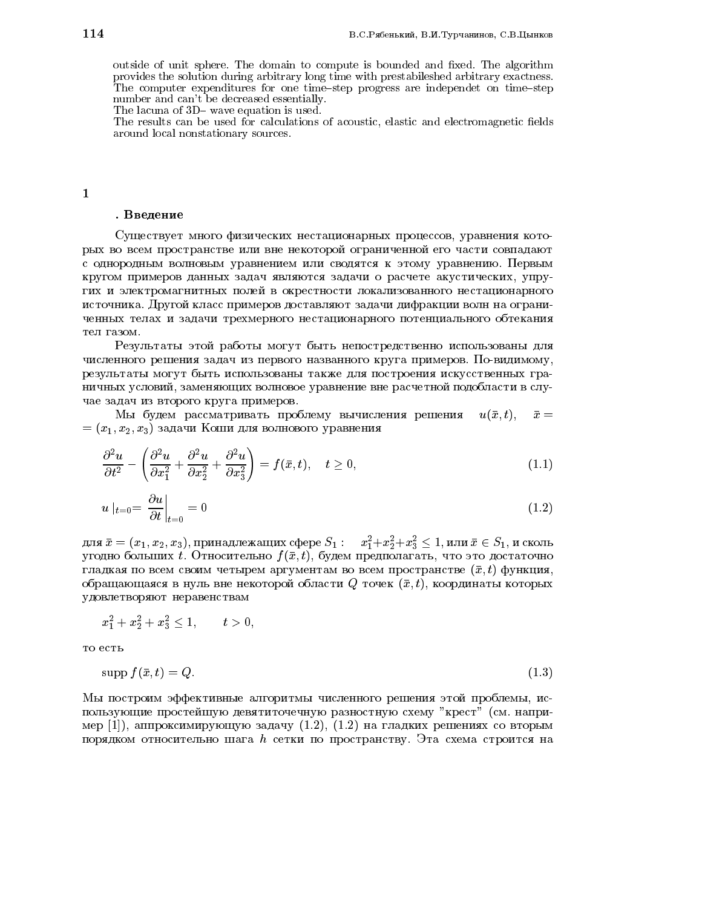outside of unit sphere. The domain to compute is bounded and fixed. The algorithm provides the solution during arbitrary long time with prestabileshed arbitrary exactness. The computer expenditures for one time–step progress are independet on time–step number and can't be decreased essentially.
The lacuna of 3D– wave equation is used.
The results can be used for calculations of acoustic, elastic and electromagnetic fields around local nonstationary sources.

## 1. Введение

Существует много физических нестационарных процессов, уравнения которых во всем пространстве или вне некоторой ограниченной его части совпадают с однородным волновым уравнением или сводятся к этому уравнению. Первым кругом примеров данных задач являются задачи о расчете акустических, упругих и электромагнитных полей в окрестности локализованного нестационарного источника. Другой класс примеров доставляют задачи дифракции волн на ограниченных телах и задачи трехмерного нестационарного потенциального обтекания тел газом.

Результаты этой работы могут быть непосредственно использованы для численного решения задач из первого названного круга примеров. По-видимому, результаты могут быть использованы также для построения искусственных граничных условий, заменяющих волновое уравнение вне расчетной подобласти в случае задач из второго круга примеров.

Мы будем рассматривать проблему вычисления решения $u(\bar{x},t)$, $\bar{x} = (x_1, x_2, x_3)$ задачи Коши для волнового уравнения

$$\frac{\partial^2 u}{\partial t^2} - \left( \frac{\partial^2 u}{\partial x_1^2} + \frac{\partial^2 u}{\partial x_2^2} + \frac{\partial^2 u}{\partial x_3^2} \right) = f(\bar{x},t), \quad t \geq 0, \tag{1.1}$$

$$u \mid_{t=0} = \left. \frac{\partial u}{\partial t} \right|_{t=0} = 0 \tag{1.2}$$

для $\bar{x} = (x_1, x_2, x_3)$, принадлежащих сфере $S_1: \quad x_1^2 + x_2^2 + x_3^2 \leq 1$, или $\bar{x} \in S_1$, и сколь угодно больших $t$. Относительно $f(\bar{x},t)$, будем предполагать, что это достаточно гладкая по всем своим четырем аргументам во всем пространстве $(\bar{x},t)$ функция, обращающаяся в нуль вне некоторой области $Q$ точек $(\bar{x},t)$, координаты которых удовлетворяют неравенствам

$$x_1^2 + x_2^2 + x_3^2 \leq 1, \qquad t > 0,$$

то есть

$$\operatorname{supp} f(\bar{x},t) = Q. \tag{1.3}$$

Мы построим эффективные алгоритмы численного решения этой проблемы, использующие простейшую девятиточечную разностную схему "крест" (см. например [1]), аппроксимирующую задачу (1.2), (1.2) на гладких решениях со вторым порядком относительно шага $h$ сетки по пространству. Эта схема строится на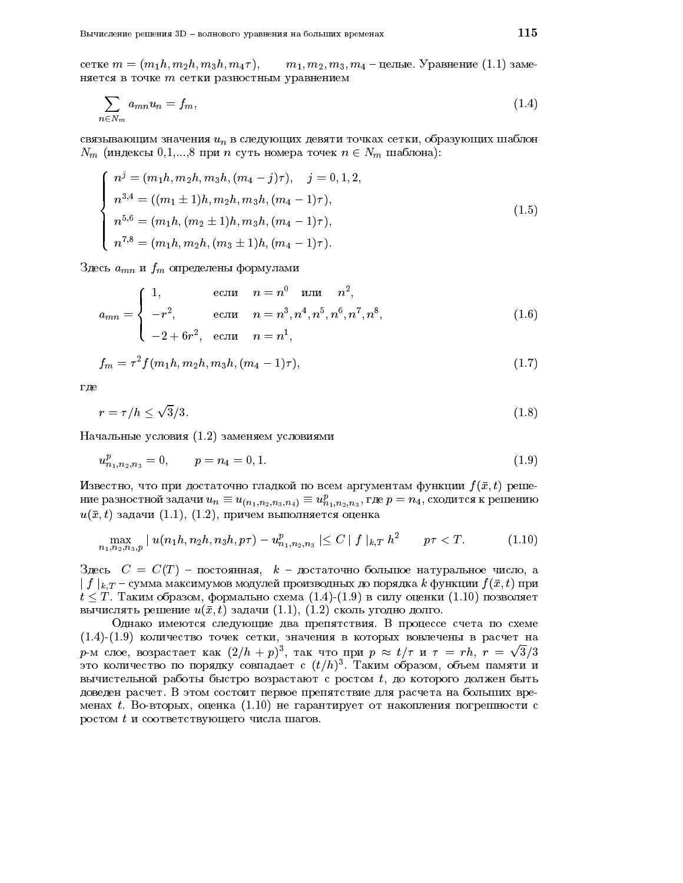сетке $m = (m_1h, m_2h, m_3h, m_4\tau)$, $\quad m_1, m_2, m_3, m_4$ – целые. Уравнение (1.1) заменяется в точке $m$ сетки разностным уравнением

$$\sum_{n \in N_m} a_{mn} u_n = f_m, \tag{1.4}$$

связывающим значения $u_n$ в следующих девяти точках сетки, образующих шаблон $N_m$ (индексы 0,1,...,8 при $n$ суть номера точек $n \in N_m$ шаблона):

$$\left\{ \begin{array}{l} n^j = (m_1h, m_2h, m_3h, (m_4 - j)\tau), \quad j = 0, 1, 2, \\ n^{3,4} = ((m_1 \pm 1)h, m_2h, m_3h, (m_4 - 1)\tau), \\ n^{5,6} = (m_1h, (m_2 \pm 1)h, m_3h, (m_4 - 1)\tau), \\ n^{7,8} = (m_1h, m_2h, (m_3 \pm 1)h, (m_4 - 1)\tau). \end{array} \right. \tag{1.5}$$

Здесь $a_{mn}$ и $f_m$ определены формулами

$$a_{mn} = \left\{ \begin{array}{lll} 1, & \text{если} & n = n^0 \quad \text{или} \quad n^2, \\ -r^2, & \text{если} & n = n^3, n^4, n^5, n^6, n^7, n^8, \\ -2 + 6r^2, & \text{если} & n = n^1, \end{array} \right. \tag{1.6}$$

$$f_m = \tau^2 f(m_1h, m_2h, m_3h, (m_4 - 1)\tau), \tag{1.7}$$

где

$$r = \tau / h \leq \sqrt{3}/3. \tag{1.8}$$

Начальные условия (1.2) заменяем условиями

$$u^p_{n_1,n_2,n_3} = 0, \qquad p = n_4 = 0, 1. \tag{1.9}$$

Известно, что при достаточно гладкой по всем аргументам функции $f(\bar{x}, t)$ решение разностной задачи $u_n \equiv u_{(n_1,n_2,n_3,n_4)} \equiv u^p_{n_1,n_2,n_3}$, где $p = n_4$, сходится к решению $u(\bar{x}, t)$ задачи (1.1), (1.2), причем выполняется оценка

$$\max_{n_1,n_2,n_3,p} | u(n_1h, n_2h, n_3h, p\tau) - u^p_{n_1,n_2,n_3} | \leq C \mid f \mid_{k,T} h^2 \qquad p\tau < T. \tag{1.10}$$

Здесь $C = C(T)$ – постоянная, $k$ – достаточно большое натуральное число, а $\mid f \mid_{k,T}$ – сумма максимумов модулей производных до порядка $k$ функции $f(\bar{x}, t)$ при $t \leq T$. Таким образом, формально схема (1.4)-(1.9) в силу оценки (1.10) позволяет вычислять решение $u(\bar{x}, t)$ задачи (1.1), (1.2) сколь угодно долго.

Однако имеются следующие два препятствия. В процессе счета по схеме (1.4)-(1.9) количество точек сетки, значения в которых вовлечены в расчет на $p$-м слое, возрастает как $(2/h + p)^3$, так что при $p \approx t/\tau$ и $\tau = rh$, $r = \sqrt{3}/3$ это количество по порядку совпадает с $(t/h)^3$. Таким образом, объем памяти и вычислительной работы быстро возрастают с ростом $t$, до которого должен быть доведен расчет. В этом состоит первое препятствие для расчета на больших временах $t$. Во-вторых, оценка (1.10) не гарантирует от накопления погрешности с ростом $t$ и соответствующего числа шагов.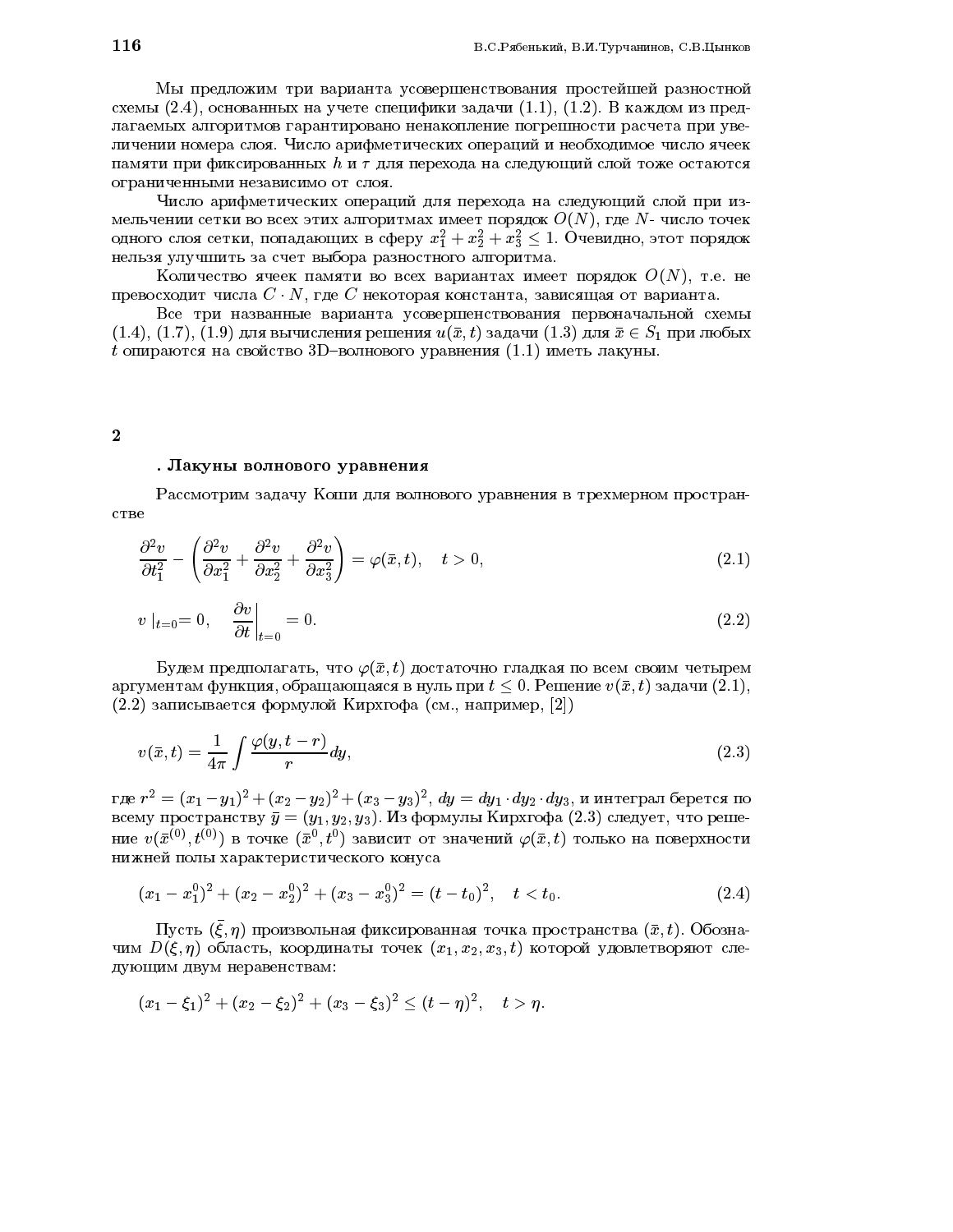Мы предложим три варианта усовершенствования простейшей разностной схемы (2.4), основанных на учете специфики задачи (1.1), (1.2). В каждом из предлагаемых алгоритмов гарантировано ненакопление погрешности расчета при увеличении номера слоя. Число арифметических операций и необходимое число ячеек памяти при фиксированных $h$ и $\tau$ для перехода на следующий слой тоже остаются ограниченными независимо от слоя.

Число арифметических операций для перехода на следующий слой при измельчении сетки во всех этих алгоритмах имеет порядок $O(N)$, где $N$- число точек одного слоя сетки, попадающих в сферу $x_1^2 + x_2^2 + x_3^2 \leq 1$. Очевидно, этот порядок нельзя улучшить за счет выбора разностного алгоритма.

Количество ячеек памяти во всех вариантах имеет порядок $O(N)$, т.е. не превосходит числа $C \cdot N$, где $C$ некоторая константа, зависящая от варианта.

Все три названные варианта усовершенствования первоначальной схемы (1.4), (1.7), (1.9) для вычисления решения $u(\bar{x}, t)$ задачи (1.3) для $\bar{x} \in S_1$ при любых $t$ опираются на свойство 3D–волнового уравнения (1.1) иметь лакуны.

## 2

### . Лакуны волнового уравнения

Рассмотрим задачу Коши для волнового уравнения в трехмерном пространстве

$$\frac{\partial^2 v}{\partial t_1^2} - \left( \frac{\partial^2 v}{\partial x_1^2} + \frac{\partial^2 v}{\partial x_2^2} + \frac{\partial^2 v}{\partial x_3^2} \right) = \varphi(\bar{x}, t), \quad t > 0, \tag{2.1}$$

$$v\,|_{t=0} = 0, \quad \left. \frac{\partial v}{\partial t} \right|_{t=0} = 0. \tag{2.2}$$

Будем предполагать, что $\varphi(\bar{x}, t)$ достаточно гладкая по всем своим четырем аргументам функция, обращающаяся в нуль при $t \leq 0$. Решение $v(\bar{x}, t)$ задачи (2.1), (2.2) записывается формулой Кирхгофа (см., например, [2])

$$v(\bar{x}, t) = \frac{1}{4\pi} \int \frac{\varphi(y, t-r)}{r} dy, \tag{2.3}$$

где $r^2 = (x_1 - y_1)^2 + (x_2 - y_2)^2 + (x_3 - y_3)^2$, $dy = dy_1 \cdot dy_2 \cdot dy_3$, и интеграл берется по всему пространству $\bar{y} = (y_1, y_2, y_3)$. Из формулы Кирхгофа (2.3) следует, что решение $v(\bar{x}^{(0)}, t^{(0)})$ в точке $(\bar{x}^0, t^0)$ зависит от значений $\varphi(\bar{x}, t)$ только на поверхности нижней полы характеристического конуса

$$(x_1 - x_1^0)^2 + (x_2 - x_2^0)^2 + (x_3 - x_3^0)^2 = (t - t_0)^2, \quad t < t_0. \tag{2.4}$$

Пусть $(\bar{\xi}, \eta)$ произвольная фиксированная точка пространства $(\bar{x}, t)$. Обозначим $D(\xi, \eta)$ область, координаты точек $(x_1, x_2, x_3, t)$ которой удовлетворяют следующим двум неравенствам:

$$(x_1 - \xi_1)^2 + (x_2 - \xi_2)^2 + (x_3 - \xi_3)^2 \leq (t - \eta)^2, \quad t > \eta.$$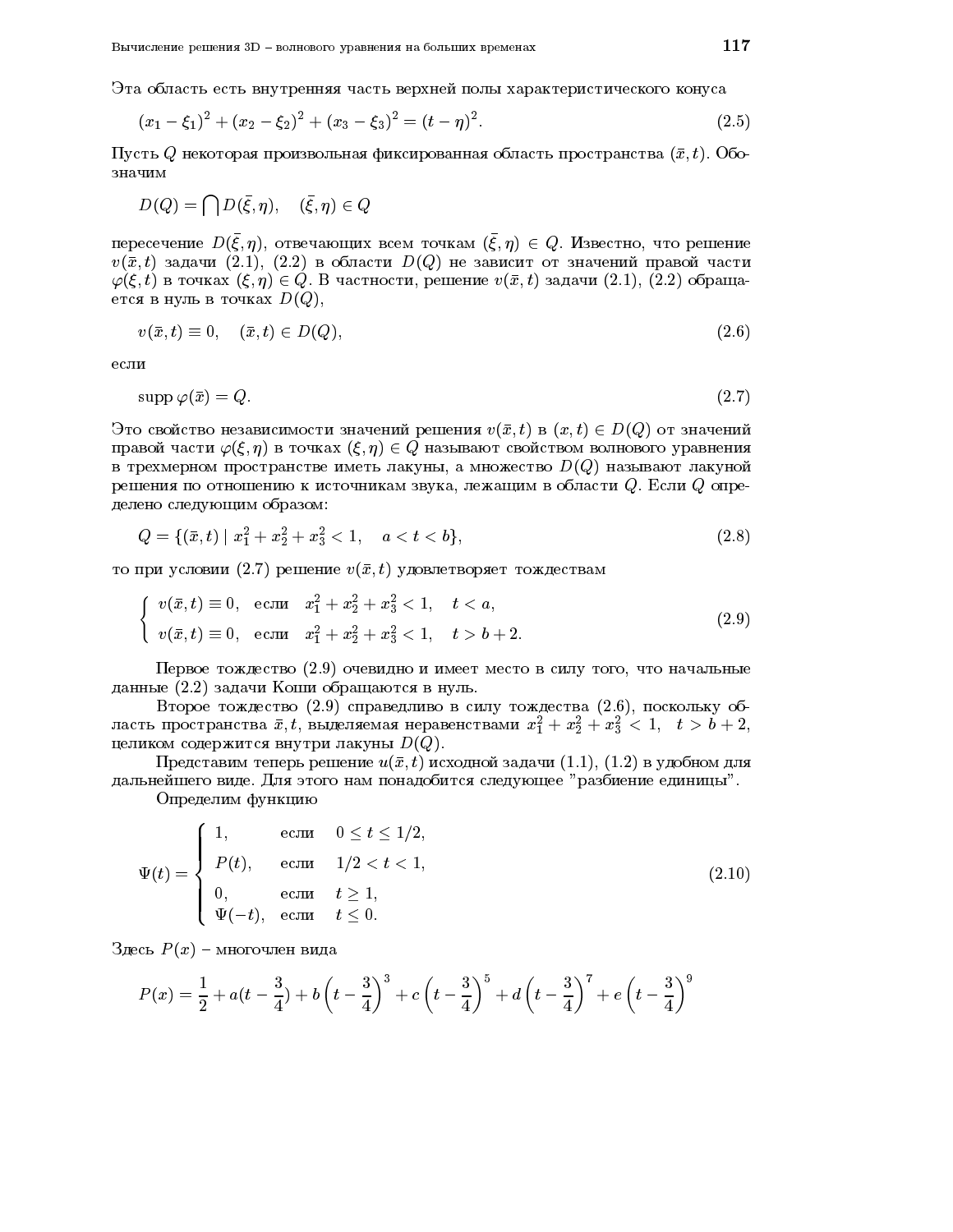Эта область есть внутренняя часть верхней полы характеристического конуса

$$(x_1 - \xi_1)^2 + (x_2 - \xi_2)^2 + (x_3 - \xi_3)^2 = (t - \eta)^2. \tag{2.5}$$

Пусть $Q$ некоторая произвольная фиксированная область пространства $(\bar{x}, t)$. Обозначим

$$D(Q) = \bigcap D(\bar{\xi}, \eta), \quad (\bar{\xi}, \eta) \in Q$$

пересечение $D(\bar{\xi}, \eta)$, отвечающих всем точкам $(\bar{\xi}, \eta) \in Q$. Известно, что решение $v(\bar{x}, t)$ задачи (2.1), (2.2) в области $D(Q)$ не зависит от значений правой части $\varphi(\xi, t)$ в точках $(\xi, \eta) \in Q$. В частности, решение $v(\bar{x}, t)$ задачи (2.1), (2.2) обращается в нуль в точках $D(Q)$,

$$v(\bar{x}, t) \equiv 0, \quad (\bar{x}, t) \in D(Q), \tag{2.6}$$

если

$$\operatorname{supp} \varphi(\bar{x}) = Q. \tag{2.7}$$

Это свойство независимости значений решения $v(\bar{x}, t)$ в $(x, t) \in D(Q)$ от значений правой части $\varphi(\xi, \eta)$ в точках $(\xi, \eta) \in Q$ называют свойством волнового уравнения в трехмерном пространстве иметь лакуны, а множество $D(Q)$ называют лакуной решения по отношению к источникам звука, лежащим в области $Q$. Если $Q$ определено следующим образом:

$$Q = \{(\bar{x}, t) \mid x_1^2 + x_2^2 + x_3^2 < 1, \quad a < t < b\}, \tag{2.8}$$

то при условии (2.7) решение $v(\bar{x}, t)$ удовлетворяет тождествам

$$\begin{cases} v(\bar{x}, t) \equiv 0, & \text{если} \quad x_1^2 + x_2^2 + x_3^2 < 1, \quad t < a, \\ v(\bar{x}, t) \equiv 0, & \text{если} \quad x_1^2 + x_2^2 + x_3^2 < 1, \quad t > b + 2. \end{cases} \tag{2.9}$$

Первое тождество (2.9) очевидно и имеет место в силу того, что начальные данные (2.2) задачи Коши обращаются в нуль.

Второе тождество (2.9) справедливо в силу тождества (2.6), поскольку область пространства $\bar{x}, t$, выделяемая неравенствами $x_1^2 + x_2^2 + x_3^2 < 1, \quad t > b + 2$, целиком содержится внутри лакуны $D(Q)$.

Представим теперь решение $u(\bar{x}, t)$ исходной задачи (1.1), (1.2) в удобном для дальнейшего виде. Для этого нам понадобится следующее "разбиение единицы".

Определим функцию

$$\Psi(t) = \begin{cases} 1, & \text{если} \quad 0 \le t \le 1/2, \\ P(t), & \text{если} \quad 1/2 < t < 1, \\ 0, & \text{если} \quad t \ge 1, \\ \Psi(-t), & \text{если} \quad t \le 0. \end{cases} \tag{2.10}$$

Здесь $P(x)$ – многочлен вида

$$P(x) = \frac{1}{2} + a(t - \frac{3}{4}) + b\left(t - \frac{3}{4}\right)^3 + c\left(t - \frac{3}{4}\right)^5 + d\left(t - \frac{3}{4}\right)^7 + e\left(t - \frac{3}{4}\right)^9$$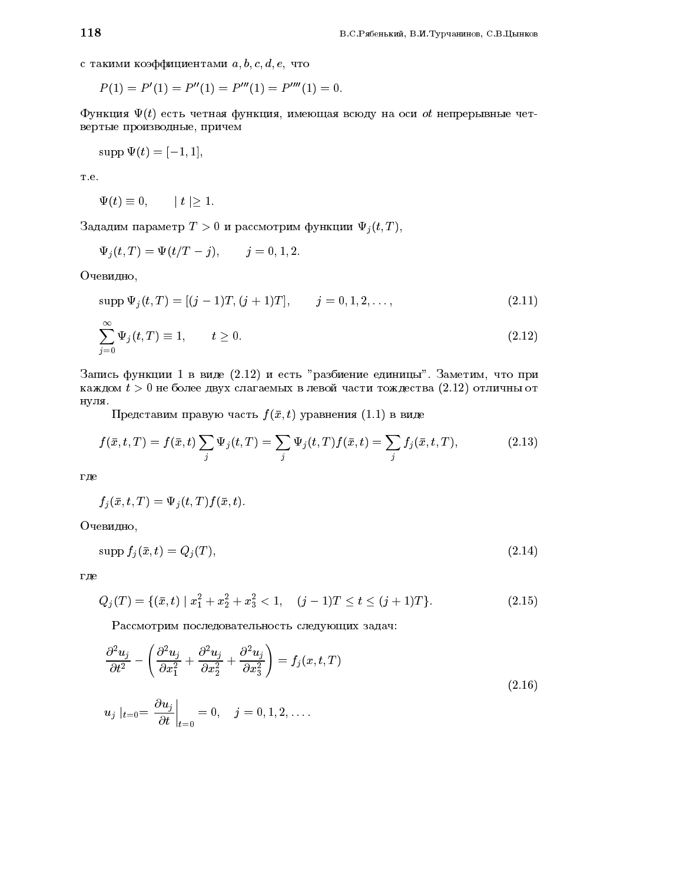с такими коэффициентами $a, b, c, d, e,$ что

$$P(1) = P'(1) = P''(1) = P'''(1) = P''''(1) = 0.$$

Функция $\Psi(t)$ есть четная функция, имеющая всюду на оси $ot$ непрерывные четвертые производные, причем

$$\operatorname{supp} \Psi(t) = [-1, 1],$$

т.е.

$$\Psi(t) \equiv 0, \qquad |\, t \,| \geq 1.$$

Зададим параметр $T > 0$ и рассмотрим функции $\Psi_j(t, T)$,

$$\Psi_j(t, T) = \Psi(t/T - j), \qquad j = 0, 1, 2.$$

Очевидно,

$$\operatorname{supp} \Psi_j(t, T) = [(j-1)T, (j+1)T], \qquad j = 0, 1, 2, \ldots, \tag{2.11}$$

$$\sum_{j=0}^{\infty} \Psi_j(t, T) \equiv 1, \qquad t \geq 0. \tag{2.12}$$

Запись функции 1 в виде (2.12) и есть "разбиение единицы". Заметим, что при каждом $t > 0$ не более двух слагаемых в левой части тождества (2.12) отличны от нуля.

Представим правую часть $f(\bar{x}, t)$ уравнения (1.1) в виде

$$f(\bar{x}, t, T) = f(\bar{x}, t) \sum_j \Psi_j(t, T) = \sum_j \Psi_j(t, T) f(\bar{x}, t) = \sum_j f_j(\bar{x}, t, T), \tag{2.13}$$

где

$$f_j(\bar{x}, t, T) = \Psi_j(t, T) f(\bar{x}, t).$$

Очевидно,

$$\operatorname{supp} f_j(\bar{x}, t) = Q_j(T), \tag{2.14}$$

где

$$Q_j(T) = \{(\bar{x}, t) \mid x_1^2 + x_2^2 + x_3^2 < 1, \quad (j-1)T \leq t \leq (j+1)T\}. \tag{2.15}$$

Рассмотрим последовательность следующих задач:

$$\begin{gathered} \frac{\partial^2 u_j}{\partial t^2} - \left( \frac{\partial^2 u_j}{\partial x_1^2} + \frac{\partial^2 u_j}{\partial x_2^2} + \frac{\partial^2 u_j}{\partial x_3^2} \right) = f_j(x, t, T) \\ u_j \,|_{t=0} = \left. \frac{\partial u_j}{\partial t} \right|_{t=0} = 0, \quad j = 0, 1, 2, \ldots. \end{gathered} \tag{2.16}$$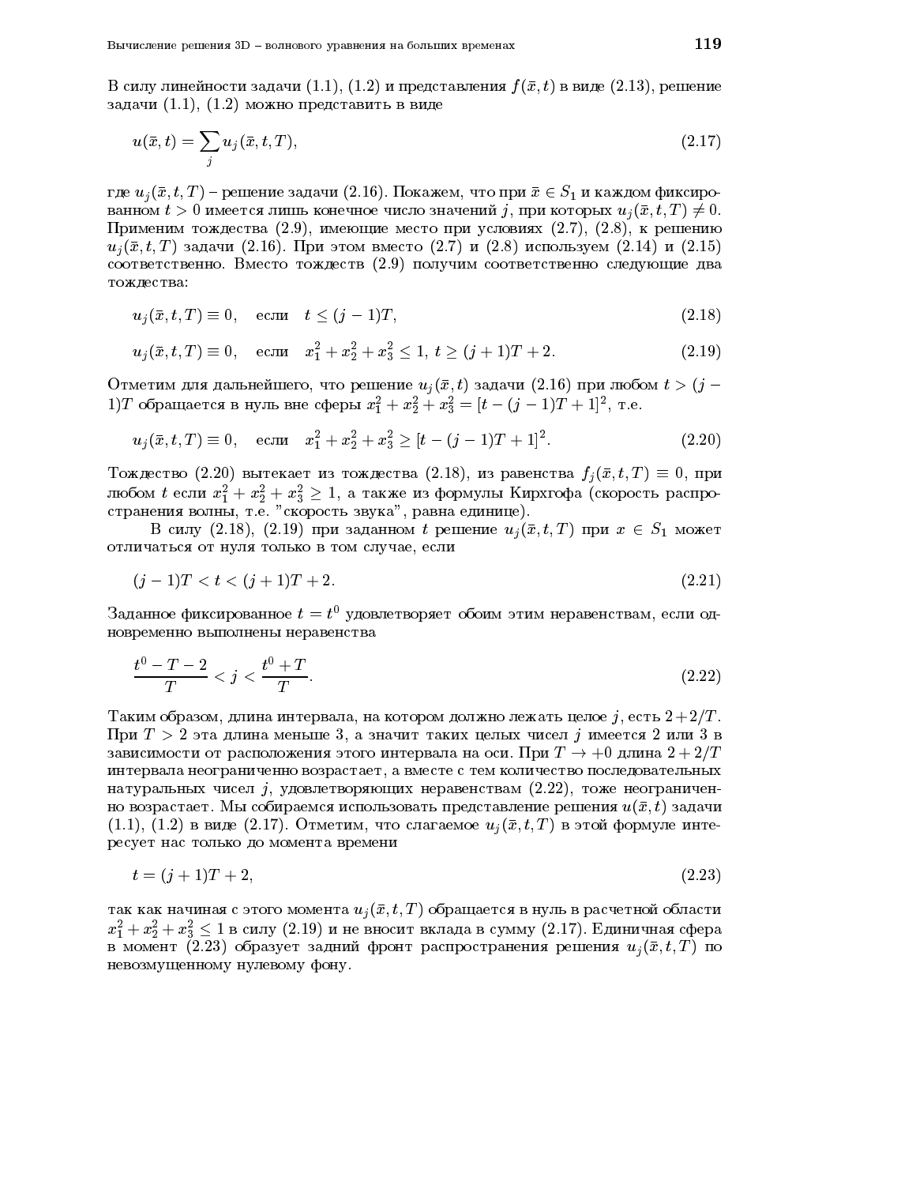В силу линейности задачи (1.1), (1.2) и представления $f(\bar{x}, t)$ в виде (2.13), решение задачи (1.1), (1.2) можно представить в виде

$$u(\bar{x}, t) = \sum_j u_j(\bar{x}, t, T), \tag{2.17}$$

где $u_j(\bar{x}, t, T)$ – решение задачи (2.16). Покажем, что при $\bar{x} \in S_1$ и каждом фиксированном $t > 0$ имеется лишь конечное число значений $j$, при которых $u_j(\bar{x}, t, T) \neq 0$. Применим тождества (2.9), имеющие место при условиях (2.7), (2.8), к решению $u_j(\bar{x}, t, T)$ задачи (2.16). При этом вместо (2.7) и (2.8) используем (2.14) и (2.15) соответственно. Вместо тождеств (2.9) получим соответственно следующие два тождества:

$$u_j(\bar{x}, t, T) \equiv 0, \quad \text{если} \quad t \leq (j-1)T, \tag{2.18}$$

$$u_j(\bar{x}, t, T) \equiv 0, \quad \text{если} \quad x_1^2 + x_2^2 + x_3^2 \leq 1, \; t \geq (j+1)T + 2. \tag{2.19}$$

Отметим для дальнейшего, что решение $u_j(\bar{x}, t)$ задачи (2.16) при любом $t > (j-1)T$ обращается в нуль вне сферы $x_1^2 + x_2^2 + x_3^2 = [t - (j-1)T + 1]^2$, т.е.

$$u_j(\bar{x}, t, T) \equiv 0, \quad \text{если} \quad x_1^2 + x_2^2 + x_3^2 \geq [t - (j-1)T + 1]^2. \tag{2.20}$$

Тождество (2.20) вытекает из тождества (2.18), из равенства $f_j(\bar{x}, t, T) \equiv 0$, при любом $t$ если $x_1^2 + x_2^2 + x_3^2 \geq 1$, а также из формулы Кирхгофа (скорость распространения волны, т.е. "скорость звука", равна единице).

В силу (2.18), (2.19) при заданном $t$ решение $u_j(\bar{x}, t, T)$ при $x \in S_1$ может отличаться от нуля только в том случае, если

$$(j-1)T < t < (j+1)T + 2. \tag{2.21}$$

Заданное фиксированное $t = t^0$ удовлетворяет обоим этим неравенствам, если одновременно выполнены неравенства

$$\frac{t^0 - T - 2}{T} < j < \frac{t^0 + T}{T}. \tag{2.22}$$

Таким образом, длина интервала, на котором должно лежать целое $j$, есть $2 + 2/T$. При $T > 2$ эта длина меньше 3, а значит таких целых чисел $j$ имеется 2 или 3 в зависимости от расположения этого интервала на оси. При $T \to +0$ длина $2 + 2/T$ интервала неограниченно возрастает, а вместе с тем количество последовательных натуральных чисел $j$, удовлетворяющих неравенствам (2.22), тоже неограниченно возрастает. Мы собираемся использовать представление решения $u(\bar{x}, t)$ задачи (1.1), (1.2) в виде (2.17). Отметим, что слагаемое $u_j(\bar{x}, t, T)$ в этой формуле интересует нас только до момента времени

$$t = (j+1)T + 2, \tag{2.23}$$

так как начиная с этого момента $u_j(\bar{x}, t, T)$ обращается в нуль в расчетной области $x_1^2 + x_2^2 + x_3^2 \leq 1$ в силу (2.19) и не вносит вклада в сумму (2.17). Единичная сфера в момент (2.23) образует задний фронт распространения решения $u_j(\bar{x}, t, T)$ по невозмущенному нулевому фону.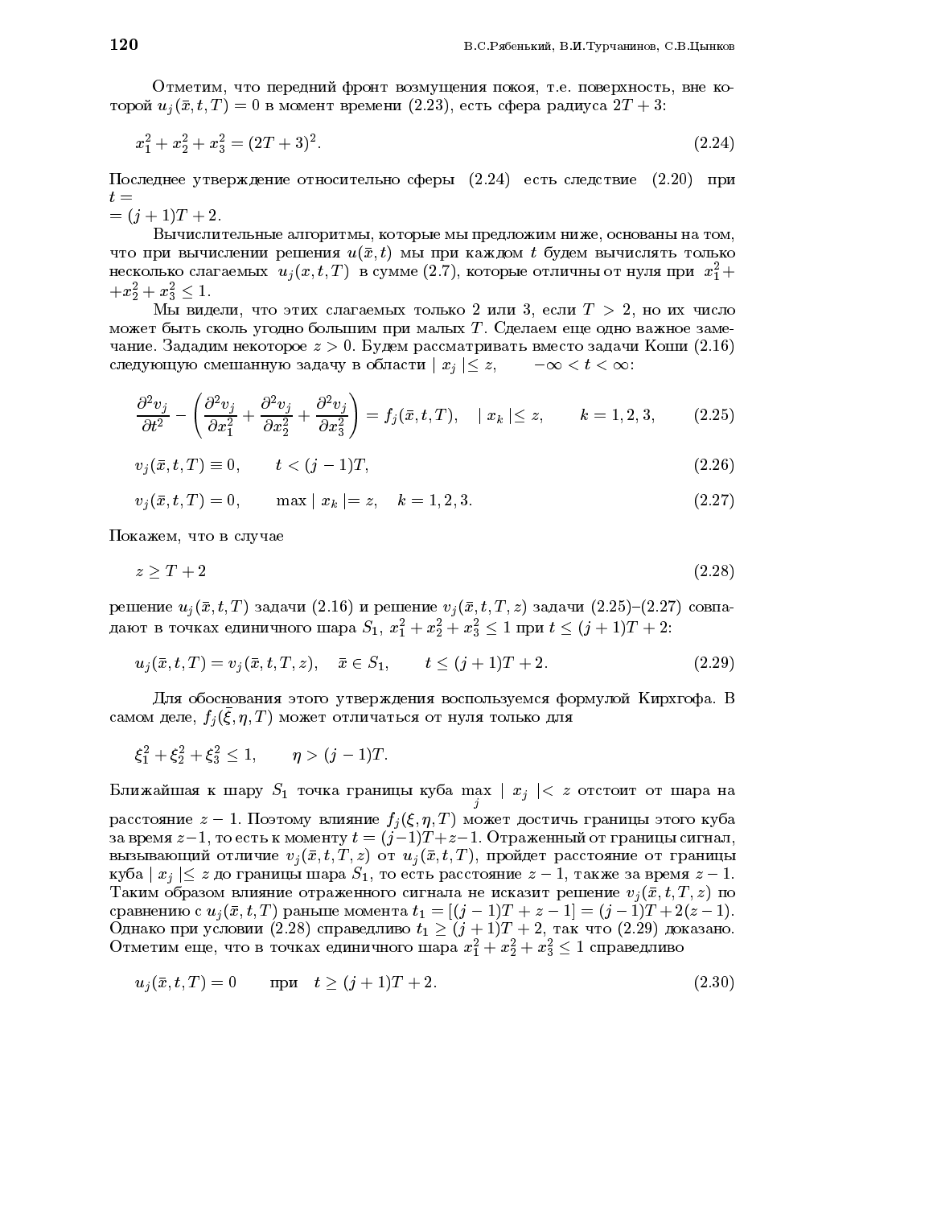Отметим, что передний фронт возмущения покоя, т.е. поверхность, вне которой $u_j(\bar{x}, t, T) = 0$ в момент времени (2.23), есть сфера радиуса $2T + 3$:

$$x_1^2 + x_2^2 + x_3^2 = (2T + 3)^2. \tag{2.24}$$

Последнее утверждение относительно сферы (2.24) есть следствие (2.20) при $t = (j + 1)T + 2$.

Вычислительные алгоритмы, которые мы предложим ниже, основаны на том, что при вычислении решения $u(\bar{x}, t)$ мы при каждом $t$ будем вычислять только несколько слагаемых $u_j(x, t, T)$ в сумме (2.7), которые отличны от нуля при $x_1^2 + x_2^2 + x_3^2 \leq 1$.

Мы видели, что этих слагаемых только 2 или 3, если $T > 2$, но их число может быть сколь угодно большим при малых $T$. Сделаем еще одно важное замечание. Зададим некоторое $z > 0$. Будем рассматривать вместо задачи Коши (2.16) следующую смешанную задачу в области $| x_j | \leq z, \qquad -\infty < t < \infty$:

$$\frac{\partial^2 v_j}{\partial t^2} - \left( \frac{\partial^2 v_j}{\partial x_1^2} + \frac{\partial^2 v_j}{\partial x_2^2} + \frac{\partial^2 v_j}{\partial x_3^2} \right) = f_j(\bar{x}, t, T), \quad | x_k | \leq z, \qquad k = 1, 2, 3, \tag{2.25}$$

$$v_j(\bar{x}, t, T) \equiv 0, \qquad t < (j - 1)T, \tag{2.26}$$

$$v_j(\bar{x}, t, T) = 0, \qquad \max | x_k | = z, \quad k = 1, 2, 3. \tag{2.27}$$

Покажем, что в случае

$$z \geq T + 2 \tag{2.28}$$

решение $u_j(\bar{x}, t, T)$ задачи (2.16) и решение $v_j(\bar{x}, t, T, z)$ задачи (2.25)–(2.27) совпадают в точках единичного шара $S_1$, $x_1^2 + x_2^2 + x_3^2 \leq 1$ при $t \leq (j + 1)T + 2$:

$$u_j(\bar{x}, t, T) = v_j(\bar{x}, t, T, z), \quad \bar{x} \in S_1, \qquad t \leq (j + 1)T + 2. \tag{2.29}$$

Для обоснования этого утверждения воспользуемся формулой Кирхгофа. В самом деле, $f_j(\bar{\xi}, \eta, T)$ может отличаться от нуля только для

$$\xi_1^2 + \xi_2^2 + \xi_3^2 \leq 1, \qquad \eta > (j - 1)T.$$

Ближайшая к шару $S_1$ точка границы куба $\max\limits_j | x_j | < z$ отстоит от шара на расстояние $z - 1$. Поэтому влияние $f_j(\xi, \eta, T)$ может достичь границы этого куба за время $z - 1$, то есть к моменту $t = (j - 1)T + z - 1$. Отраженный от границы сигнал, вызывающий отличие $v_j(\bar{x}, t, T, z)$ от $u_j(\bar{x}, t, T)$, пройдет расстояние от границы куба $| x_j | \leq z$ до границы шара $S_1$, то есть расстояние $z - 1$, также за время $z - 1$. Таким образом влияние отраженного сигнала не исказит решение $v_j(\bar{x}, t, T, z)$ по сравнению с $u_j(\bar{x}, t, T)$ раньше момента $t_1 = [(j - 1)T + z - 1] = (j - 1)T + 2(z - 1)$. Однако при условии (2.28) справедливо $t_1 \geq (j + 1)T + 2$, так что (2.29) доказано. Отметим еще, что в точках единичного шара $x_1^2 + x_2^2 + x_3^2 \leq 1$ справедливо

$$u_j(\bar{x}, t, T) = 0 \qquad \text{при} \quad t \geq (j + 1)T + 2. \tag{2.30}$$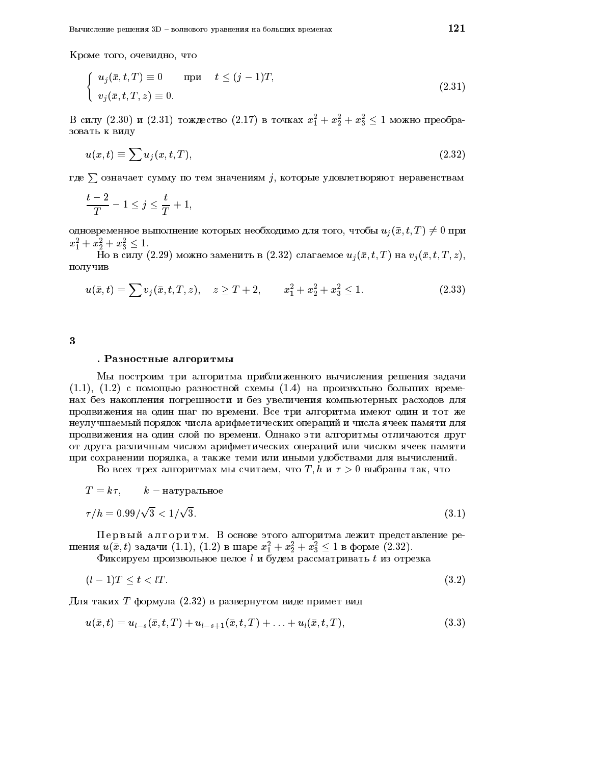Кроме того, очевидно, что

$$\begin{cases} u_j(\bar{x}, t, T) \equiv 0 \qquad \text{при} \quad t \le (j-1)T, \\ v_j(\bar{x}, t, T, z) \equiv 0. \end{cases} \tag{2.31}$$

В силу (2.30) и (2.31) тождество (2.17) в точках $x_1^2 + x_2^2 + x_3^2 \le 1$ можно преобразовать к виду

$$u(x, t) \equiv \sum u_j(x, t, T), \tag{2.32}$$

где $\sum$ означает сумму по тем значениям $j$, которые удовлетворяют неравенствам

$$\frac{t-2}{T} - 1 \le j \le \frac{t}{T} + 1,$$

одновременное выполнение которых необходимо для того, чтобы $u_j(\bar{x}, t, T) \ne 0$ при $x_1^2 + x_2^2 + x_3^2 \le 1$.

Но в силу (2.29) можно заменить в (2.32) слагаемое $u_j(\bar{x}, t, T)$ на $v_j(\bar{x}, t, T, z)$, получив

$$u(\bar{x}, t) = \sum v_j(\bar{x}, t, T, z), \quad z \ge T + 2, \qquad x_1^2 + x_2^2 + x_3^2 \le 1. \tag{2.33}$$

## 3. Разностные алгоритмы

Мы построим три алгоритма приближенного вычисления решения задачи (1.1), (1.2) с помощью разностной схемы (1.4) на произвольно больших временах без накопления погрешности и без увеличения компьютерных расходов для продвижения на один шаг по времени. Все три алгоритма имеют один и тот же неулучшаемый порядок числа арифметических операций и числа ячеек памяти для продвижения на один слой по времени. Однако эти алгоритмы отличаются друг от друга различным числом арифметических операций или числом ячеек памяти при сохранении порядка, а также теми или иными удобствами для вычислений.

Во всех трех алгоритмах мы считаем, что $T, h$ и $\tau > 0$ выбраны так, что

$$T = k\tau, \qquad k - \text{натуральное}$$

$$\tau / h = 0.99/\sqrt{3} < 1/\sqrt{3}. \tag{3.1}$$

П е р в ы й  а л г о р и т м. В основе этого алгоритма лежит представление решения $u(\bar{x}, t)$ задачи (1.1), (1.2) в шаре $x_1^2 + x_2^2 + x_3^2 \le 1$ в форме (2.32).

Фиксируем произвольное целое $l$ и будем рассматривать $t$ из отрезка

$$(l-1)T \le t < lT. \tag{3.2}$$

Для таких $T$ формула (2.32) в развернутом виде примет вид

$$u(\bar{x}, t) = u_{l-s}(\bar{x}, t, T) + u_{l-s+1}(\bar{x}, t, T) + \ldots + u_l(\bar{x}, t, T), \tag{3.3}$$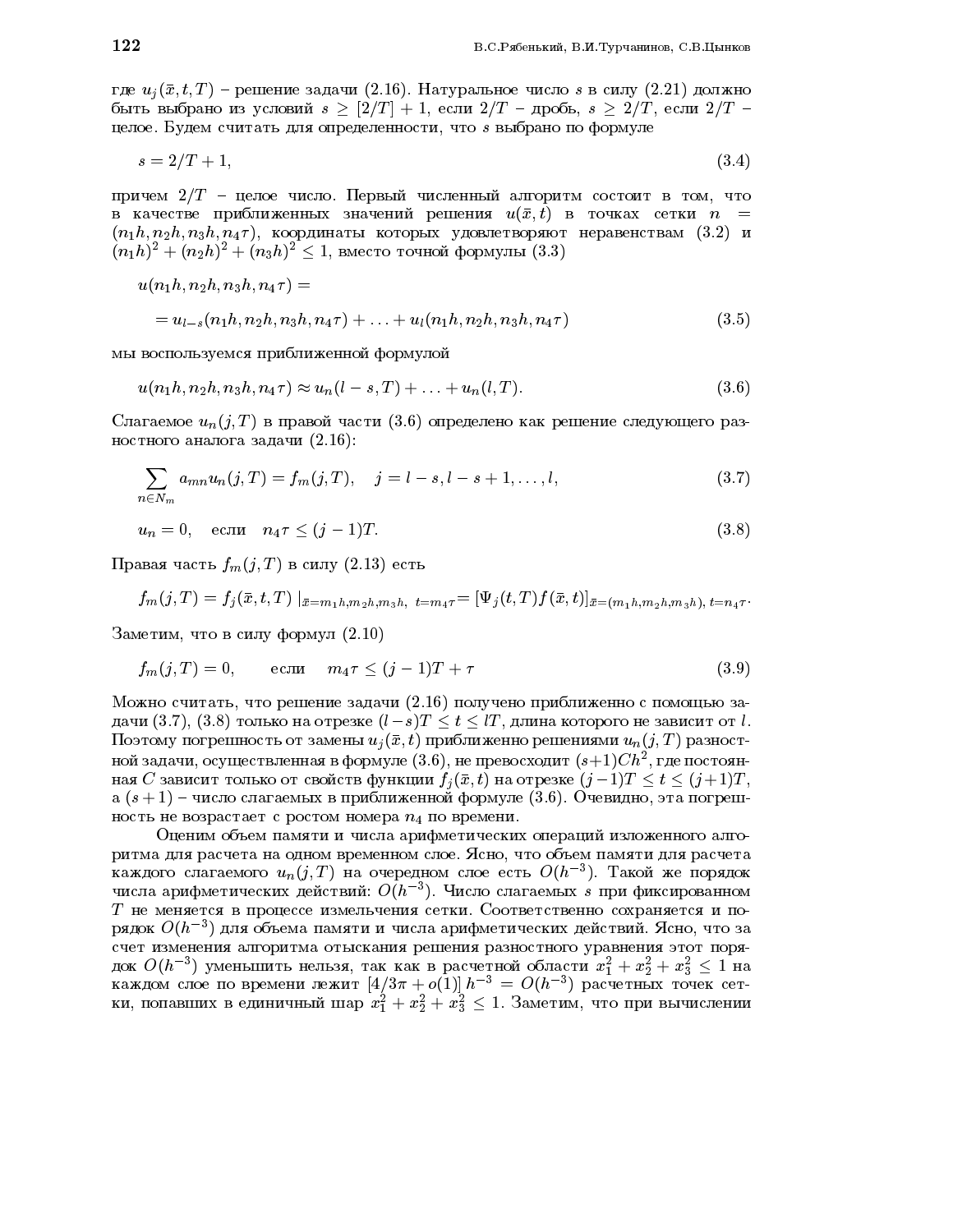где $u_j(\bar{x}, t, T)$ – решение задачи (2.16). Натуральное число $s$ в силу (2.21) должно быть выбрано из условий $s \geq [2/T] + 1$, если $2/T$ – дробь, $s \geq 2/T$, если $2/T$ – целое. Будем считать для определенности, что $s$ выбрано по формуле

$$s = 2/T + 1, \tag{3.4}$$

причем $2/T$ – целое число. Первый численный алгоритм состоит в том, что в качестве приближенных значений решения $u(\bar{x}, t)$ в точках сетки $n = (n_1 h, n_2 h, n_3 h, n_4 \tau)$, координаты которых удовлетворяют неравенствам (3.2) и $(n_1 h)^2 + (n_2 h)^2 + (n_3 h)^2 \leq 1$, вместо точной формулы (3.3)

$$u(n_1 h, n_2 h, n_3 h, n_4 \tau) =$$
$$= u_{l-s}(n_1 h, n_2 h, n_3 h, n_4 \tau) + \ldots + u_l(n_1 h, n_2 h, n_3 h, n_4 \tau) \tag{3.5}$$

мы воспользуемся приближенной формулой

$$u(n_1 h, n_2 h, n_3 h, n_4 \tau) \approx u_n(l - s, T) + \ldots + u_n(l, T). \tag{3.6}$$

Слагаемое $u_n(j, T)$ в правой части (3.6) определено как решение следующего разностного аналога задачи (2.16):

$$\sum_{n \in N_m} a_{mn} u_n(j, T) = f_m(j, T), \quad j = l - s, l - s + 1, \ldots, l, \tag{3.7}$$

$$u_n = 0, \quad \text{если} \quad n_4 \tau \leq (j - 1)T. \tag{3.8}$$

Правая часть $f_m(j, T)$ в силу (2.13) есть

$$f_m(j, T) = f_j(\bar{x}, t, T) \mid_{\bar{x} = m_1 h, m_2 h, m_3 h, \ t = m_4 \tau} = [\Psi_j(t, T) f(\bar{x}, t)]_{\bar{x} = (m_1 h, m_2 h, m_3 h), \ t = n_4 \tau}.$$

Заметим, что в силу формул (2.10)

$$f_m(j, T) = 0, \qquad \text{если} \quad m_4 \tau \leq (j - 1)T + \tau \tag{3.9}$$

Можно считать, что решение задачи (2.16) получено приближенно с помощью задачи (3.7), (3.8) только на отрезке $(l - s)T \leq t \leq lT$, длина которого не зависит от $l$. Поэтому погрешность от замены $u_j(\bar{x}, t)$ приближенно решениями $u_n(j, T)$ разностной задачи, осуществленная в формуле (3.6), не превосходит $(s+1)Ch^2$, где постоянная $C$ зависит только от свойств функции $f_j(\bar{x}, t)$ на отрезке $(j-1)T \leq t \leq (j+1)T$, а $(s+1)$ – число слагаемых в приближенной формуле (3.6). Очевидно, эта погрешность не возрастает с ростом номера $n_4$ по времени.

Оценим объем памяти и числа арифметических операций изложенного алгоритма для расчета на одном временном слое. Ясно, что объем памяти для расчета каждого слагаемого $u_n(j, T)$ на очередном слое есть $O(h^{-3})$. Такой же порядок числа арифметических действий: $O(h^{-3})$. Число слагаемых $s$ при фиксированном $T$ не меняется в процессе измельчения сетки. Соответственно сохраняется и порядок $O(h^{-3})$ для объема памяти и числа арифметических действий. Ясно, что за счет изменения алгоритма отыскания решения разностного уравнения этот порядок $O(h^{-3})$ уменьшить нельзя, так как в расчетной области $x_1^2 + x_2^2 + x_3^2 \leq 1$ на каждом слое по времени лежит $[4/3\pi + o(1)]\, h^{-3} = O(h^{-3})$ расчетных точек сетки, попавших в единичный шар $x_1^2 + x_2^2 + x_3^2 \leq 1$. Заметим, что при вычислении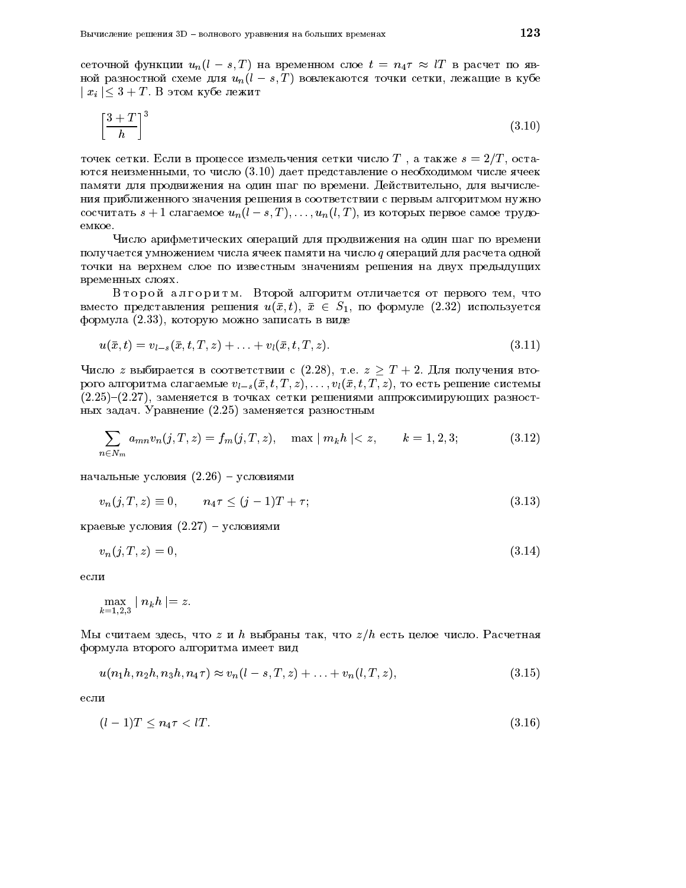сеточной функции $u_n(l-s,T)$ на временном слое $t = n_4\tau \approx lT$ в расчет по явной разностной схеме для $u_n(l-s,T)$ вовлекаются точки сетки, лежащие в кубе $| x_i | \leq 3+T$. В этом кубе лежит

$$\left[\frac{3+T}{h}\right]^3 \tag{3.10}$$

точек сетки. Если в процессе измельчения сетки число $T$, а также $s = 2/T$, остаются неизменными, то число (3.10) дает представление о необходимом числе ячеек памяти для продвижения на один шаг по времени. Действительно, для вычисления приближенного значения решения в соответствии с первым алгоритмом нужно сосчитать $s+1$ слагаемое $u_n(l-s,T), \ldots, u_n(l,T)$, из которых первое самое трудоемкое.

Число арифметических операций для продвижения на один шаг по времени получается умножением числа ячеек памяти на число $q$ операций для расчета одной точки на верхнем слое по известным значениям решения на двух предыдущих временных слоях.

Второй алгоритм. Второй алгоритм отличается от первого тем, что вместо представления решения $u(\bar{x},t)$, $\bar{x} \in S_1$, по формуле (2.32) используется формула (2.33), которую можно записать в виде

$$u(\bar{x},t) = v_{l-s}(\bar{x},t,T,z) + \ldots + v_l(\bar{x},t,T,z). \tag{3.11}$$

Число $z$ выбирается в соответствии с (2.28), т.е. $z \geq T+2$. Для получения второго алгоритма слагаемые $v_{l-s}(\bar{x},t,T,z), \ldots, v_l(\bar{x},t,T,z)$, то есть решение системы (2.25)–(2.27), заменяется в точках сетки решениями аппроксимирующих разностных задач. Уравнение (2.25) заменяется разностным

$$\sum_{n \in N_m} a_{mn} v_n(j,T,z) = f_m(j,T,z), \quad \max | m_k h | < z, \qquad k = 1,2,3; \tag{3.12}$$

начальные условия (2.26) – условиями

$$v_n(j,T,z) \equiv 0, \qquad n_4\tau \leq (j-1)T + \tau; \tag{3.13}$$

краевые условия (2.27) – условиями

$$v_n(j,T,z) = 0, \tag{3.14}$$

если

$$\max_{k=1,2,3} | n_k h | = z.$$

Мы считаем здесь, что $z$ и $h$ выбраны так, что $z/h$ есть целое число. Расчетная формула второго алгоритма имеет вид

$$u(n_1 h, n_2 h, n_3 h, n_4 \tau) \approx v_n(l-s,T,z) + \ldots + v_n(l,T,z), \tag{3.15}$$

если

$$(l-1)T \leq n_4\tau < lT. \tag{3.16}$$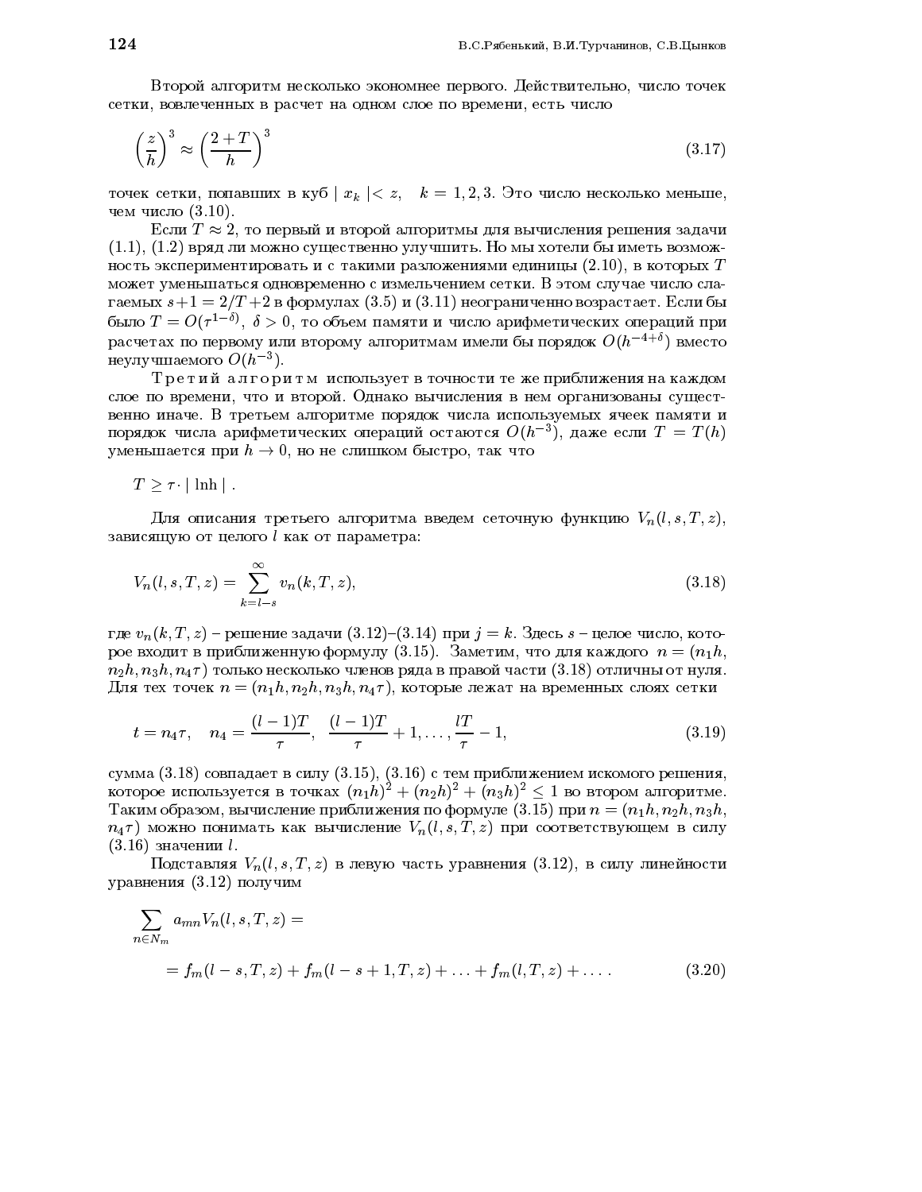Второй алгоритм несколько экономнее первого. Действительно, число точек сетки, вовлеченных в расчет на одном слое по времени, есть число

$$\left(\frac{z}{h}\right)^3 \approx \left(\frac{2+T}{h}\right)^3 \tag{3.17}$$

точек сетки, попавших в куб $|\, x_k \,| < z, \quad k = 1, 2, 3$. Это число несколько меньше, чем число (3.10).

Если $T \approx 2$, то первый и второй алгоритмы для вычисления решения задачи (1.1), (1.2) вряд ли можно существенно улучшить. Но мы хотели бы иметь возможность экспериментировать и с такими разложениями единицы (2.10), в которых $T$ может уменьшаться одновременно с измельчением сетки. В этом случае число слагаемых $s+1 = 2/T + 2$ в формулах (3.5) и (3.11) неограниченно возрастает. Если бы было $T = O(\tau^{1-\delta}),\ \delta > 0$, то объем памяти и число арифметических операций при расчетах по первому или второму алгоритмам имели бы порядок $O(h^{-4+\delta})$ вместо неулучшаемого $O(h^{-3})$.

Т р е т и й  а л г о р и т м использует в точности те же приближения на каждом слое по времени, что и второй. Однако вычисления в нем организованы существенно иначе. В третьем алгоритме порядок числа используемых ячеек памяти и порядок числа арифметических операций остаются $O(h^{-3})$, даже если $T = T(h)$ уменьшается при $h \to 0$, но не слишком быстро, так что

$$T \geq \tau \cdot |\, \ln h \,|\ .$$

Для описания третьего алгоритма введем сеточную функцию $V_n(l, s, T, z)$, зависящую от целого $l$ как от параметра:

$$V_n(l, s, T, z) = \sum_{k=l-s}^{\infty} v_n(k, T, z), \tag{3.18}$$

где $v_n(k, T, z)$ – решение задачи (3.12)–(3.14) при $j = k$. Здесь $s$ – целое число, которое входит в приближенную формулу (3.15). Заметим, что для каждого $n = (n_1 h, n_2 h, n_3 h, n_4 \tau)$ только несколько членов ряда в правой части (3.18) отличны от нуля. Для тех точек $n = (n_1 h, n_2 h, n_3 h, n_4 \tau)$, которые лежат на временных слоях сетки

$$t = n_4 \tau, \quad n_4 = \frac{(l-1)T}{\tau},\ \ \frac{(l-1)T}{\tau} + 1, \ldots, \frac{lT}{\tau} - 1, \tag{3.19}$$

сумма (3.18) совпадает в силу (3.15), (3.16) с тем приближением искомого решения, которое используется в точках $(n_1 h)^2 + (n_2 h)^2 + (n_3 h)^2 \leq 1$ во втором алгоритме. Таким образом, вычисление приближения по формуле (3.15) при $n = (n_1 h, n_2 h, n_3 h, n_4 \tau)$ можно понимать как вычисление $V_n(l, s, T, z)$ при соответствующем в силу (3.16) значении $l$.

Подставляя $V_n(l, s, T, z)$ в левую часть уравнения (3.12), в силу линейности уравнения (3.12) получим

$$\sum_{n \in N_m} a_{mn} V_n(l, s, T, z) =$$

$$= f_m(l-s, T, z) + f_m(l-s+1, T, z) + \ldots + f_m(l, T, z) + \ldots . \tag{3.20}$$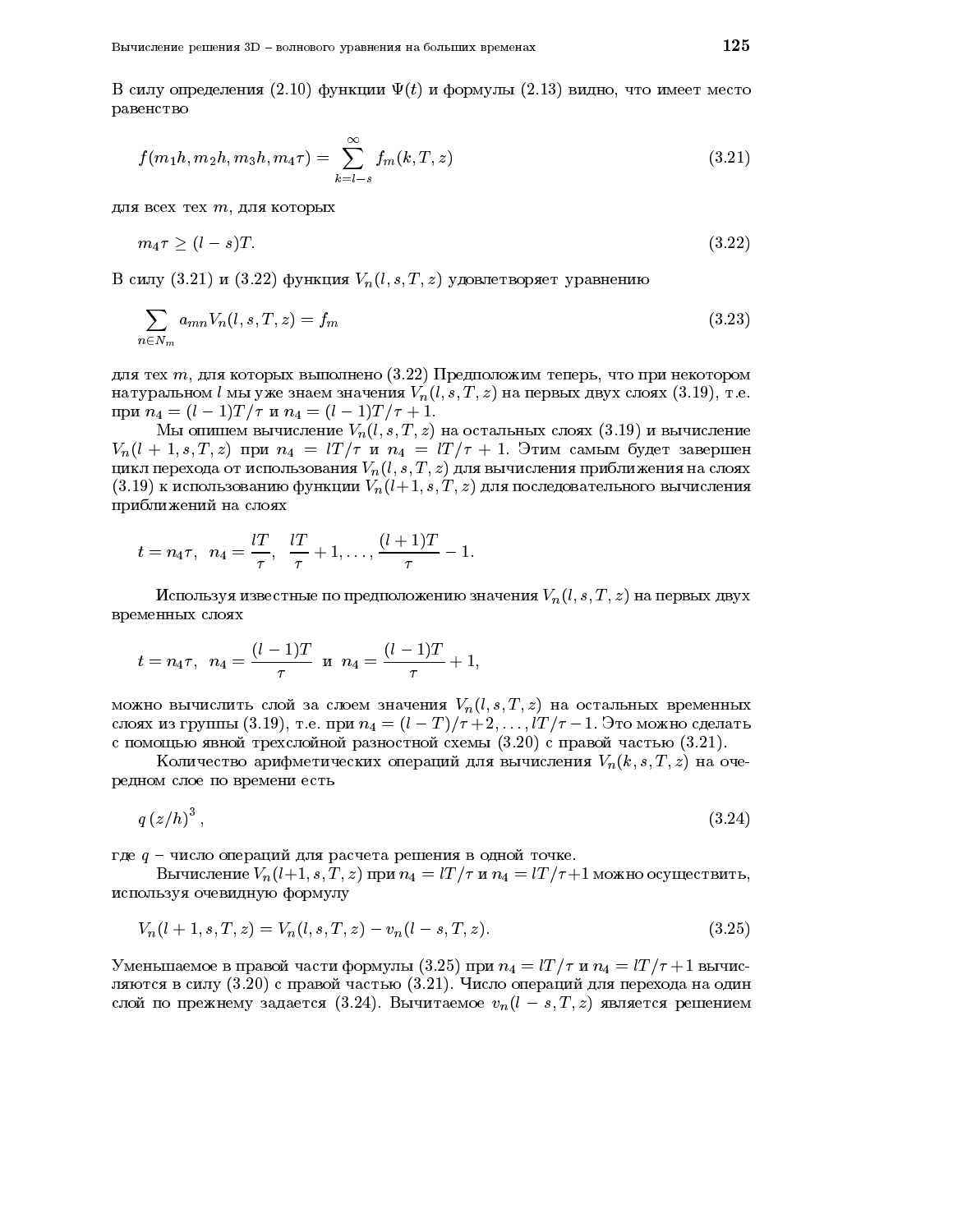В силу определения (2.10) функции $\Psi(t)$ и формулы (2.13) видно, что имеет место равенство

$$f(m_1 h, m_2 h, m_3 h, m_4 \tau) = \sum_{k=l-s}^{\infty} f_m(k, T, z) \tag{3.21}$$

для всех тех $m$, для которых

$$m_4 \tau \geq (l-s)T. \tag{3.22}$$

В силу (3.21) и (3.22) функция $V_n(l, s, T, z)$ удовлетворяет уравнению

$$\sum_{n \in N_m} a_{mn} V_n(l, s, T, z) = f_m \tag{3.23}$$

для тех $m$, для которых выполнено (3.22) Предположим теперь, что при некотором натуральном $l$ мы уже знаем значения $V_n(l, s, T, z)$ на первых двух слоях (3.19), т.е. при $n_4 = (l-1)T/\tau$ и $n_4 = (l-1)T/\tau + 1$.

Мы опишем вычисление $V_n(l, s, T, z)$ на остальных слоях (3.19) и вычисление $V_n(l+1, s, T, z)$ при $n_4 = lT/\tau$ и $n_4 = lT/\tau + 1$. Этим самым будет завершен цикл перехода от использования $V_n(l, s, T, z)$ для вычисления приближения на слоях (3.19) к использованию функции $V_n(l+1, s, T, z)$ для последовательного вычисления приближений на слоях

$$t = n_4 \tau, \;\; n_4 = \frac{lT}{\tau}, \;\; \frac{lT}{\tau} + 1, \ldots, \frac{(l+1)T}{\tau} - 1.$$

Используя известные по предположению значения $V_n(l, s, T, z)$ на первых двух временных слоях

$$t = n_4 \tau, \;\; n_4 = \frac{(l-1)T}{\tau} \;\; \text{и} \;\; n_4 = \frac{(l-1)T}{\tau} + 1,$$

можно вычислить слой за слоем значения $V_n(l, s, T, z)$ на остальных временных слоях из группы (3.19), т.е. при $n_4 = (l-T)/\tau + 2, \ldots, lT/\tau - 1$. Это можно сделать с помощью явной трехслойной разностной схемы (3.20) с правой частью (3.21).

Количество арифметических операций для вычисления $V_n(k, s, T, z)$ на очередном слое по времени есть

$$q\,(z/h)^3, \tag{3.24}$$

где $q$ – число операций для расчета решения в одной точке.

Вычисление $V_n(l+1, s, T, z)$ при $n_4 = lT/\tau$ и $n_4 = lT/\tau + 1$ можно осуществить, используя очевидную формулу

$$V_n(l+1, s, T, z) = V_n(l, s, T, z) - v_n(l-s, T, z). \tag{3.25}$$

Уменьшаемое в правой части формулы (3.25) при $n_4 = lT/\tau$ и $n_4 = lT/\tau + 1$ вычисляются в силу (3.20) с правой частью (3.21). Число операций для перехода на один слой по прежнему задается (3.24). Вычитаемое $v_n(l-s, T, z)$ является решением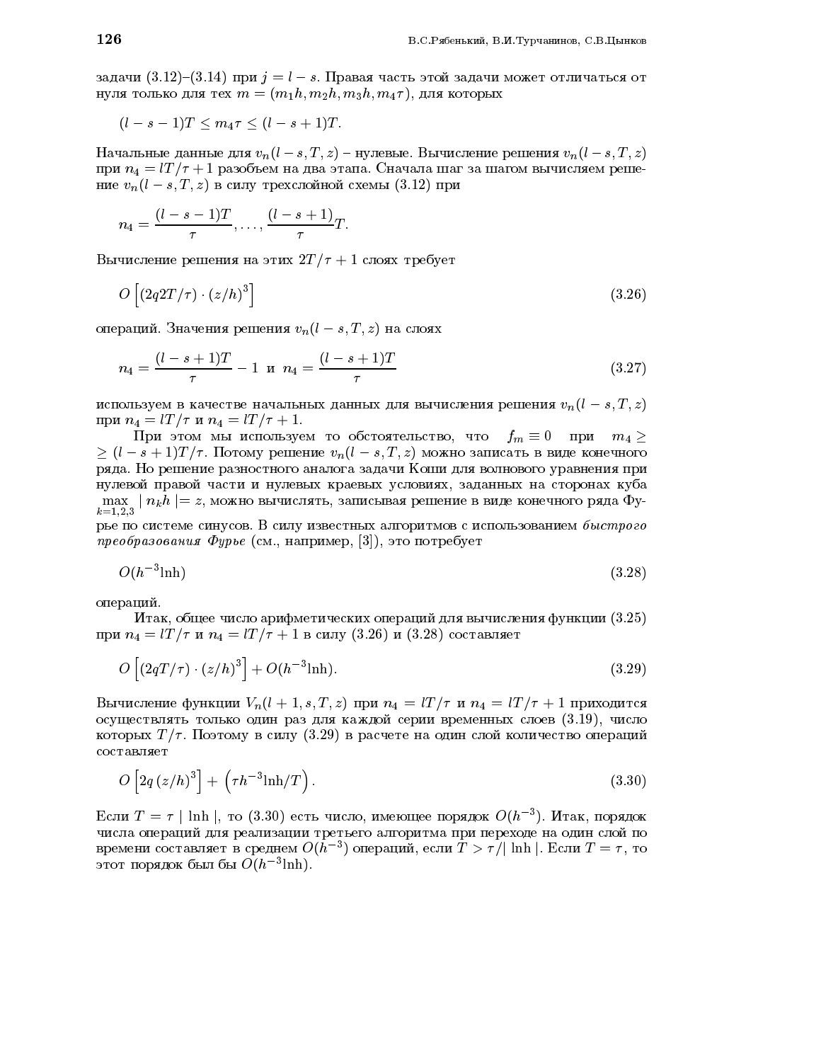задачи (3.12)–(3.14) при $j = l - s$. Правая часть этой задачи может отличаться от нуля только для тех $m = (m_1 h, m_2 h, m_3 h, m_4 \tau)$, для которых

$$(l - s - 1)T \leq m_4 \tau \leq (l - s + 1)T.$$

Начальные данные для $v_n(l - s, T, z)$ – нулевые. Вычисление решения $v_n(l - s, T, z)$ при $n_4 = lT/\tau + 1$ разобьем на два этапа. Сначала шаг за шагом вычисляем решение $v_n(l - s, T, z)$ в силу трехслойной схемы (3.12) при

$$n_4 = \frac{(l - s - 1)T}{\tau}, \ldots, \frac{(l - s + 1)}{\tau} T.$$

Вычисление решения на этих $2T/\tau + 1$ слоях требует

$$O\left[(2q2T/\tau) \cdot (z/h)^3\right] \tag{3.26}$$

операций. Значения решения $v_n(l - s, T, z)$ на слоях

$$n_4 = \frac{(l - s + 1)T}{\tau} - 1 \text{ и } n_4 = \frac{(l - s + 1)T}{\tau} \tag{3.27}$$

используем в качестве начальных данных для вычисления решения $v_n(l - s, T, z)$ при $n_4 = lT/\tau$ и $n_4 = lT/\tau + 1$.

При этом мы используем то обстоятельство, что $f_m \equiv 0$ при $m_4 \geq \geq (l - s + 1)T/\tau$. Потому решение $v_n(l - s, T, z)$ можно записать в виде конечного ряда. Но решение разностного аналога задачи Коши для волнового уравнения при нулевой правой части и нулевых краевых условиях, заданных на сторонах куба $\max\limits_{k=1,2,3} | n_k h | = z$, можно вычислять, записывая решение в виде конечного ряда Фурье по системе синусов. В силу известных алгоритмов с использованием *быстрого преобразования Фурье* (см., например, [3]), это потребует

$$O(h^{-3} \text{lnh}) \tag{3.28}$$

операций.

Итак, общее число арифметических операций для вычисления функции (3.25) при $n_4 = lT/\tau$ и $n_4 = lT/\tau + 1$ в силу (3.26) и (3.28) составляет

$$O\left[(2qT/\tau) \cdot (z/h)^3\right] + O(h^{-3} \text{lnh}). \tag{3.29}$$

Вычисление функции $V_n(l + 1, s, T, z)$ при $n_4 = lT/\tau$ и $n_4 = lT/\tau + 1$ приходится осуществлять только один раз для каждой серии временных слоев (3.19), число которых $T/\tau$. Поэтому в силу (3.29) в расчете на один слой количество операций составляет

$$O\left[2q\,(z/h)^3\right] + \left(\tau h^{-3} \text{lnh}/T\right). \tag{3.30}$$

Если $T = \tau \mid \text{lnh} \mid$, то (3.30) есть число, имеющее порядок $O(h^{-3})$. Итак, порядок числа операций для реализации третьего алгоритма при переходе на один слой по времени составляет в среднем $O(h^{-3})$ операций, если $T > \tau / \mid \text{lnh} \mid$. Если $T = \tau$, то этот порядок был бы $O(h^{-3} \text{lnh})$.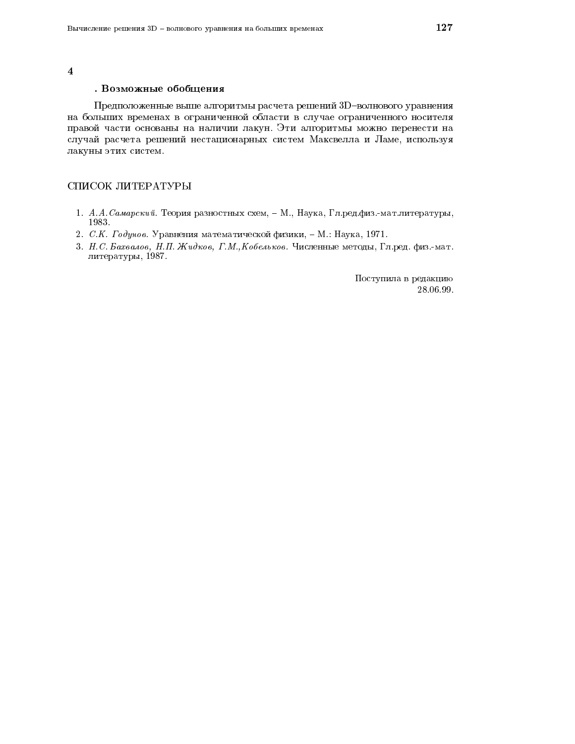## 4. Возможные обобщения

Предположенные выше алгоритмы расчета решений 3D–волнового уравнения на больших временах в ограниченной области в случае ограниченного носителя правой части основаны на наличии лакун. Эти алгоритмы можно перенести на случай расчета решений нестационарных систем Максвелла и Ламе, используя лакуны этих систем.

## СПИСОК ЛИТЕРАТУРЫ

1. *А.А.Самарский.* Теория разностных схем, – М., Наука, Гл.ред.физ.-мат.литературы, 1983.
2. *С.К. Годунов.* Уравнения математической физики, – М.: Наука, 1971.
3. *Н.С. Бахвалов, Н.П. Жидков, Г.М.,Кобельков.* Численные методы, Гл.ред. физ.-мат. литературы, 1987.

Поступила в редакцию
28.06.99.